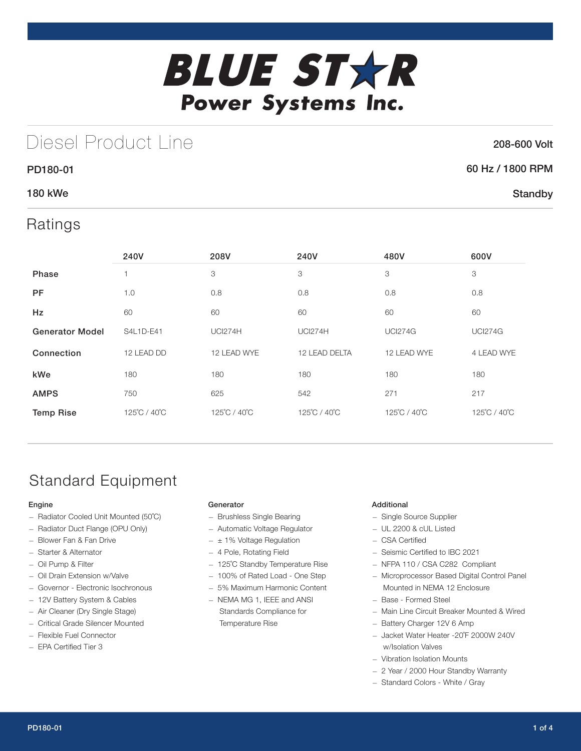# BLUE STAR Power Systems Inc.

## Diesel Product Line

**208-600 Volt**

**PD180-01** | **60 Hz / 1800 RPM**

**180 kWe** | **Standby**

## Ratings

| | 240V | 208V | 240V | 480V | 600V |
|---|---|---|---|---|---|
| **Phase** | 1 | 3 | 3 | 3 | 3 |
| **PF** | 1.0 | 0.8 | 0.8 | 0.8 | 0.8 |
| **Hz** | 60 | 60 | 60 | 60 | 60 |
| **Generator Model** | S4L1D-E41 | UCI274H | UCI274H | UCI274G | UCI274G |
| **Connection** | 12 LEAD DD | 12 LEAD WYE | 12 LEAD DELTA | 12 LEAD WYE | 4 LEAD WYE |
| **kWe** | 180 | 180 | 180 | 180 | 180 |
| **AMPS** | 750 | 625 | 542 | 271 | 217 |
| **Temp Rise** | 125˚C / 40˚C | 125˚C / 40˚C | 125˚C / 40˚C | 125˚C / 40˚C | 125˚C / 40˚C |

## Standard Equipment

### Engine

- Radiator Cooled Unit Mounted (50˚C)
- Radiator Duct Flange (OPU Only)
- Blower Fan & Fan Drive
- Starter & Alternator
- Oil Pump & Filter
- Oil Drain Extension w/Valve
- Governor - Electronic Isochronous
- 12V Battery System & Cables
- Air Cleaner (Dry Single Stage)
- Critical Grade Silencer Mounted
- Flexible Fuel Connector
- EPA Certified Tier 3

### Generator

- Brushless Single Bearing
- Automatic Voltage Regulator
- ± 1% Voltage Regulation
- 4 Pole, Rotating Field
- 125˚C Standby Temperature Rise
- 100% of Rated Load - One Step
- 5% Maximum Harmonic Content
- NEMA MG 1, IEEE and ANSI Standards Compliance for Temperature Rise

### Additional

- Single Source Supplier
- UL 2200 & cUL Listed
- CSA Certified
- Seismic Certified to IBC 2021
- NFPA 110 / CSA C282 Compliant
- Microprocessor Based Digital Control Panel Mounted in NEMA 12 Enclosure
- Base - Formed Steel
- Main Line Circuit Breaker Mounted & Wired
- Battery Charger 12V 6 Amp
- Jacket Water Heater -20˚F 2000W 240V w/Isolation Valves
- Vibration Isolation Mounts
- 2 Year / 2000 Hour Standby Warranty
- Standard Colors - White / Gray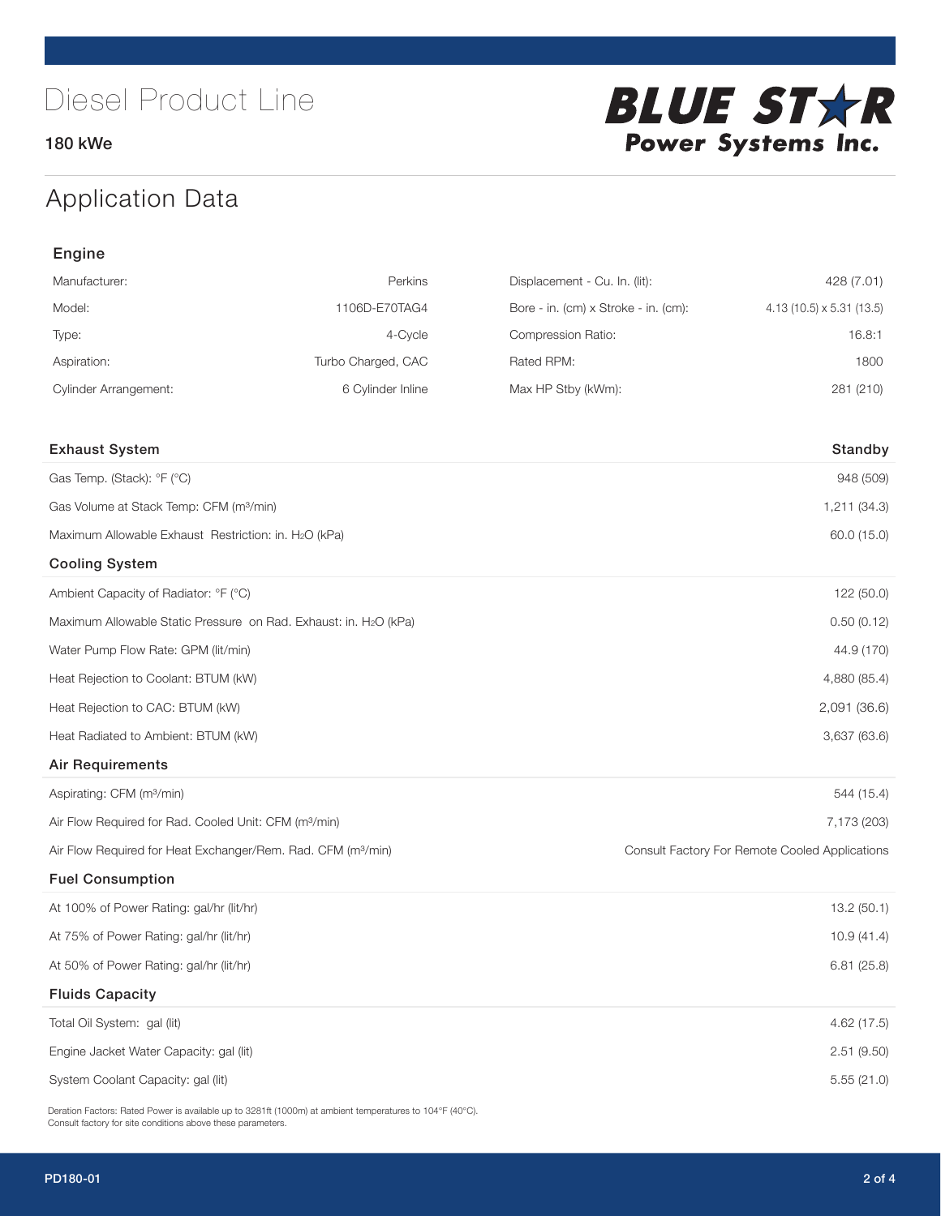# Diesel Product Line

180 kWe

BLUE STAR Power Systems Inc.

## Application Data

### Engine

| | | | |
|---|---|---|---|
| Manufacturer: | Perkins | Displacement - Cu. In. (lit): | 428 (7.01) |
| Model: | 1106D-E70TAG4 | Bore - in. (cm) x Stroke - in. (cm): | 4.13 (10.5) x 5.31 (13.5) |
| Type: | 4-Cycle | Compression Ratio: | 16.8:1 |
| Aspiration: | Turbo Charged, CAC | Rated RPM: | 1800 |
| Cylinder Arrangement: | 6 Cylinder Inline | Max HP Stby (kWm): | 281 (210) |

| Exhaust System | Standby |
|---|---|
| Gas Temp. (Stack): °F (°C) | 948 (509) |
| Gas Volume at Stack Temp: CFM (m³/min) | 1,211 (34.3) |
| Maximum Allowable Exhaust Restriction: in. $H_2O$ (kPa) | 60.0 (15.0) |
| **Cooling System** | |
| Ambient Capacity of Radiator: °F (°C) | 122 (50.0) |
| Maximum Allowable Static Pressure on Rad. Exhaust: in. $H_2O$ (kPa) | 0.50 (0.12) |
| Water Pump Flow Rate: GPM (lit/min) | 44.9 (170) |
| Heat Rejection to Coolant: BTUM (kW) | 4,880 (85.4) |
| Heat Rejection to CAC: BTUM (kW) | 2,091 (36.6) |
| Heat Radiated to Ambient: BTUM (kW) | 3,637 (63.6) |
| **Air Requirements** | |
| Aspirating: CFM (m³/min) | 544 (15.4) |
| Air Flow Required for Rad. Cooled Unit: CFM (m³/min) | 7,173 (203) |
| Air Flow Required for Heat Exchanger/Rem. Rad. CFM (m³/min) | Consult Factory For Remote Cooled Applications |
| **Fuel Consumption** | |
| At 100% of Power Rating: gal/hr (lit/hr) | 13.2 (50.1) |
| At 75% of Power Rating: gal/hr (lit/hr) | 10.9 (41.4) |
| At 50% of Power Rating: gal/hr (lit/hr) | 6.81 (25.8) |
| **Fluids Capacity** | |
| Total Oil System: gal (lit) | 4.62 (17.5) |
| Engine Jacket Water Capacity: gal (lit) | 2.51 (9.50) |
| System Coolant Capacity: gal (lit) | 5.55 (21.0) |

Deration Factors: Rated Power is available up to 3281ft (1000m) at ambient temperatures to 104°F (40°C).
Consult factory for site conditions above these parameters.

PD180-01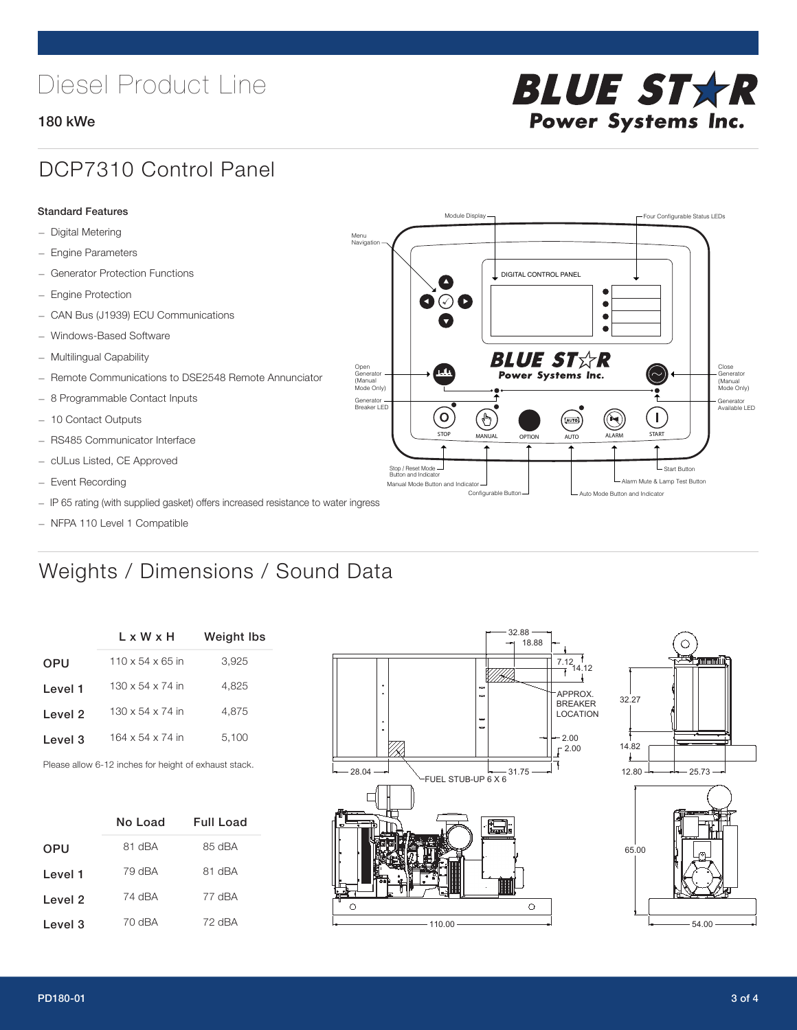# Diesel Product Line

**180 kWe**

**BLUE STAR Power Systems Inc.**

## DCP7310 Control Panel

**Standard Features**

- Digital Metering
- Engine Parameters
- Generator Protection Functions
- Engine Protection
- CAN Bus (J1939) ECU Communications
- Windows-Based Software
- Multilingual Capability
- Remote Communications to DSE2548 Remote Annunciator
- 8 Programmable Contact Inputs
- 10 Contact Outputs
- RS485 Communicator Interface
- cULus Listed, CE Approved
- Event Recording
- IP 65 rating (with supplied gasket) offers increased resistance to water ingress
- NFPA 110 Level 1 Compatible

Module Display — Four Configurable Status LEDs — Menu Navigation — DIGITAL CONTROL PANEL — Open Generator (Manual Mode Only) — Close Generator (Manual Mode Only) — Generator Breaker LED — Generator Available LED — STOP — MANUAL — OPTION — AUTO — ALARM — START — Stop / Reset Mode Button and Indicator — Manual Mode Button and Indicator — Configurable Button — Auto Mode Button and Indicator — Alarm Mute & Lamp Test Button — Start Button

## Weights / Dimensions / Sound Data

| | L x W x H | Weight lbs |
|---|---|---|
| OPU | 110 x 54 x 65 in | 3,925 |
| Level 1 | 130 x 54 x 74 in | 4,825 |
| Level 2 | 130 x 54 x 74 in | 4,875 |
| Level 3 | 164 x 54 x 74 in | 5,100 |

Please allow 6-12 inches for height of exhaust stack.

| | No Load | Full Load |
|---|---|---|
| OPU | 81 dBA | 85 dBA |
| Level 1 | 79 dBA | 81 dBA |
| Level 2 | 74 dBA | 77 dBA |
| Level 3 | 70 dBA | 72 dBA |

32.88 — 18.88 — 7.12 — 14.12 — APPROX. BREAKER LOCATION — 2.00 — 2.00 — 28.04 — 31.75 — FUEL STUB-UP 6 X 6 — 32.27 — 14.82 — 12.80 — 25.73 — 65.00 — 110.00 — 54.00

PD180-01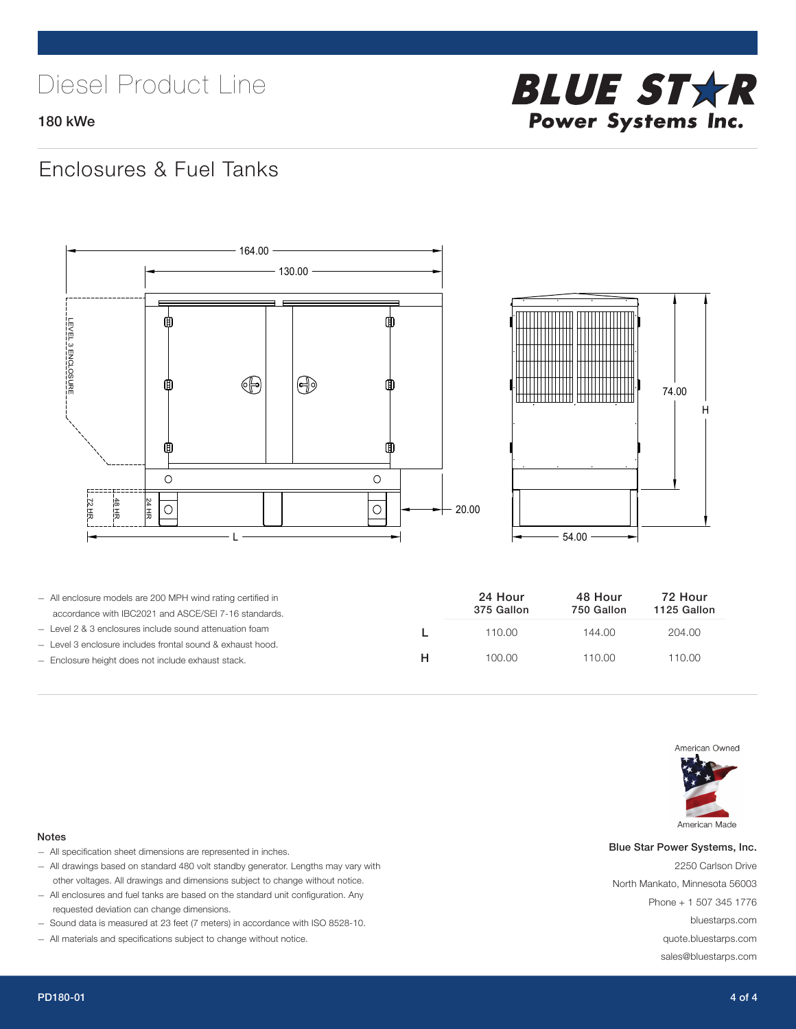# Diesel Product Line

180 kWe

## Enclosures & Fuel Tanks

164.00

130.00

LEVEL 3 ENCLOSURE

72 HR

48 HR

24 HR

20.00

L

74.00

H

54.00

- All enclosure models are 200 MPH wind rating certified in accordance with IBC2021 and ASCE/SEI 7-16 standards.
- Level 2 & 3 enclosures include sound attenuation foam
- Level 3 enclosure includes frontal sound & exhaust hood.
- Enclosure height does not include exhaust stack.

| | 24 Hour 375 Gallon | 48 Hour 750 Gallon | 72 Hour 1125 Gallon |
|---|---|---|---|
| L | 110.00 | 144.00 | 204.00 |
| H | 100.00 | 110.00 | 110.00 |

American Owned

American Made

### Notes

- All specification sheet dimensions are represented in inches.
- All drawings based on standard 480 volt standby generator. Lengths may vary with other voltages. All drawings and dimensions subject to change without notice.
- All enclosures and fuel tanks are based on the standard unit configuration. Any requested deviation can change dimensions.
- Sound data is measured at 23 feet (7 meters) in accordance with ISO 8528-10.
- All materials and specifications subject to change without notice.

**Blue Star Power Systems, Inc.**

2250 Carlson Drive

North Mankato, Minnesota 56003

Phone + 1 507 345 1776

bluestarps.com

quote.bluestarps.com

sales@bluestarps.com

PD180-01